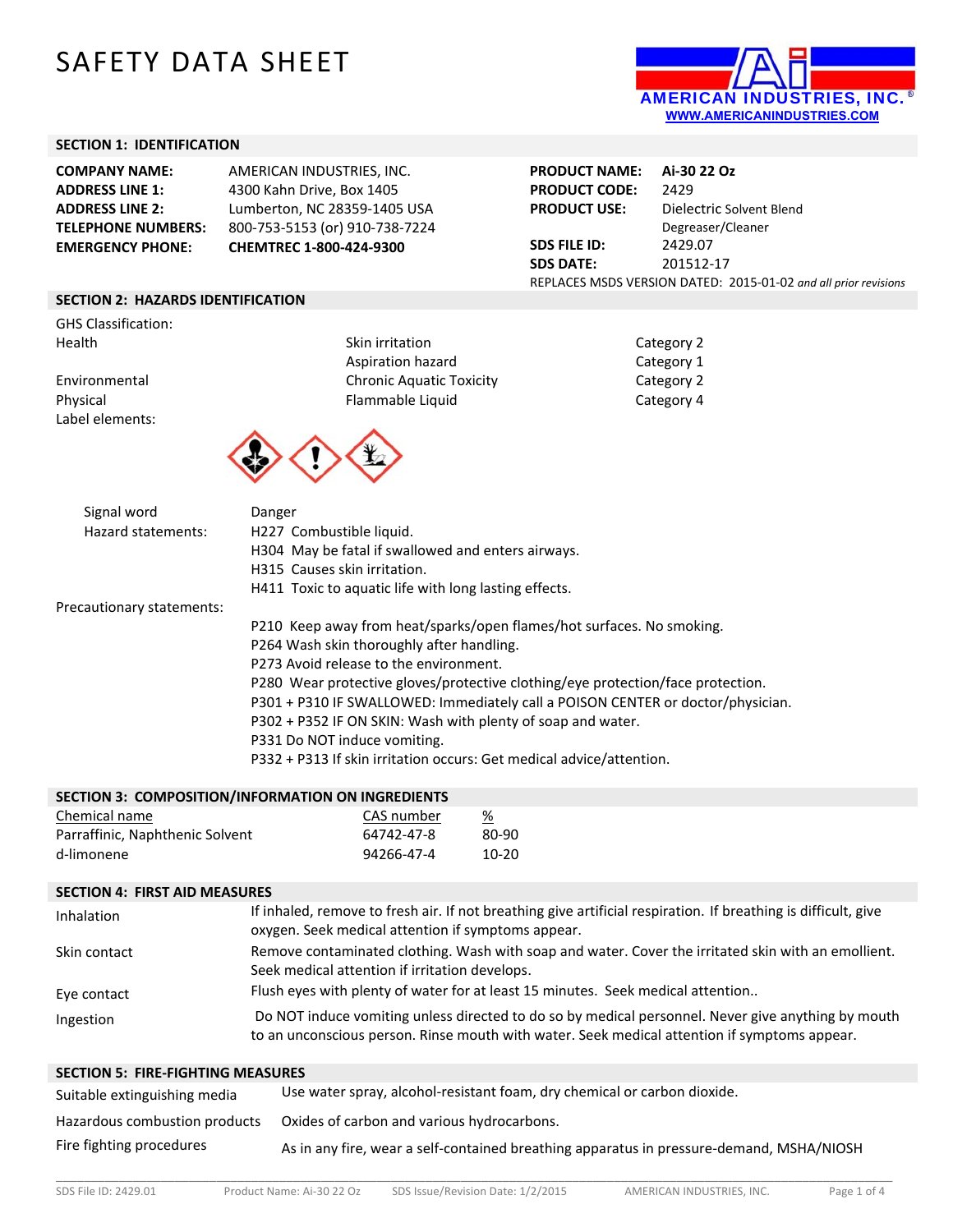# SAFETY DATA SHEET

AMERICAN INDUSTRIES, INC.®
WWW.AMERICANINDUSTRIES.COM

## SECTION 1: IDENTIFICATION

| | |
|---|---|
| **COMPANY NAME:** | AMERICAN INDUSTRIES, INC. |
| **ADDRESS LINE 1:** | 4300 Kahn Drive, Box 1405 |
| **ADDRESS LINE 2:** | Lumberton, NC 28359-1405 USA |
| **TELEPHONE NUMBERS:** | 800-753-5153 (or) 910-738-7224 |
| **EMERGENCY PHONE:** | **CHEMTREC 1-800-424-9300** |

| | |
|---|---|
| **PRODUCT NAME:** | **Ai-30 22 Oz** |
| **PRODUCT CODE:** | 2429 |
| **PRODUCT USE:** | Dielectric Solvent Blend Degreaser/Cleaner |
| **SDS FILE ID:** | 2429.07 |
| **SDS DATE:** | 201512-17 |

REPLACES MSDS VERSION DATED: 2015-01-02 *and all prior revisions*

## SECTION 2: HAZARDS IDENTIFICATION

GHS Classification:

| | | |
|---|---|---|
| Health | Skin irritation | Category 2 |
| | Aspiration hazard | Category 1 |
| Environmental | Chronic Aquatic Toxicity | Category 2 |
| Physical | Flammable Liquid | Category 4 |

Label elements:

Signal word: Danger

Hazard statements:
- H227 Combustible liquid.
- H304 May be fatal if swallowed and enters airways.
- H315 Causes skin irritation.
- H411 Toxic to aquatic life with long lasting effects.

Precautionary statements:
- P210 Keep away from heat/sparks/open flames/hot surfaces. No smoking.
- P264 Wash skin thoroughly after handling.
- P273 Avoid release to the environment.
- P280 Wear protective gloves/protective clothing/eye protection/face protection.
- P301 + P310 IF SWALLOWED: Immediately call a POISON CENTER or doctor/physician.
- P302 + P352 IF ON SKIN: Wash with plenty of soap and water.
- P331 Do NOT induce vomiting.
- P332 + P313 If skin irritation occurs: Get medical advice/attention.

## SECTION 3: COMPOSITION/INFORMATION ON INGREDIENTS

| Chemical name | CAS number | % |
|---|---|---|
| Parraffinic, Naphthenic Solvent | 64742-47-8 | 80-90 |
| d-limonene | 94266-47-4 | 10-20 |

## SECTION 4: FIRST AID MEASURES

| | |
|---|---|
| Inhalation | If inhaled, remove to fresh air. If not breathing give artificial respiration. If breathing is difficult, give oxygen. Seek medical attention if symptoms appear. |
| Skin contact | Remove contaminated clothing. Wash with soap and water. Cover the irritated skin with an emollient. Seek medical attention if irritation develops. |
| Eye contact | Flush eyes with plenty of water for at least 15 minutes. Seek medical attention.. |
| Ingestion | Do NOT induce vomiting unless directed to do so by medical personnel. Never give anything by mouth to an unconscious person. Rinse mouth with water. Seek medical attention if symptoms appear. |

## SECTION 5: FIRE-FIGHTING MEASURES

| | |
|---|---|
| Suitable extinguishing media | Use water spray, alcohol-resistant foam, dry chemical or carbon dioxide. |
| Hazardous combustion products | Oxides of carbon and various hydrocarbons. |
| Fire fighting procedures | As in any fire, wear a self-contained breathing apparatus in pressure-demand, MSHA/NIOSH |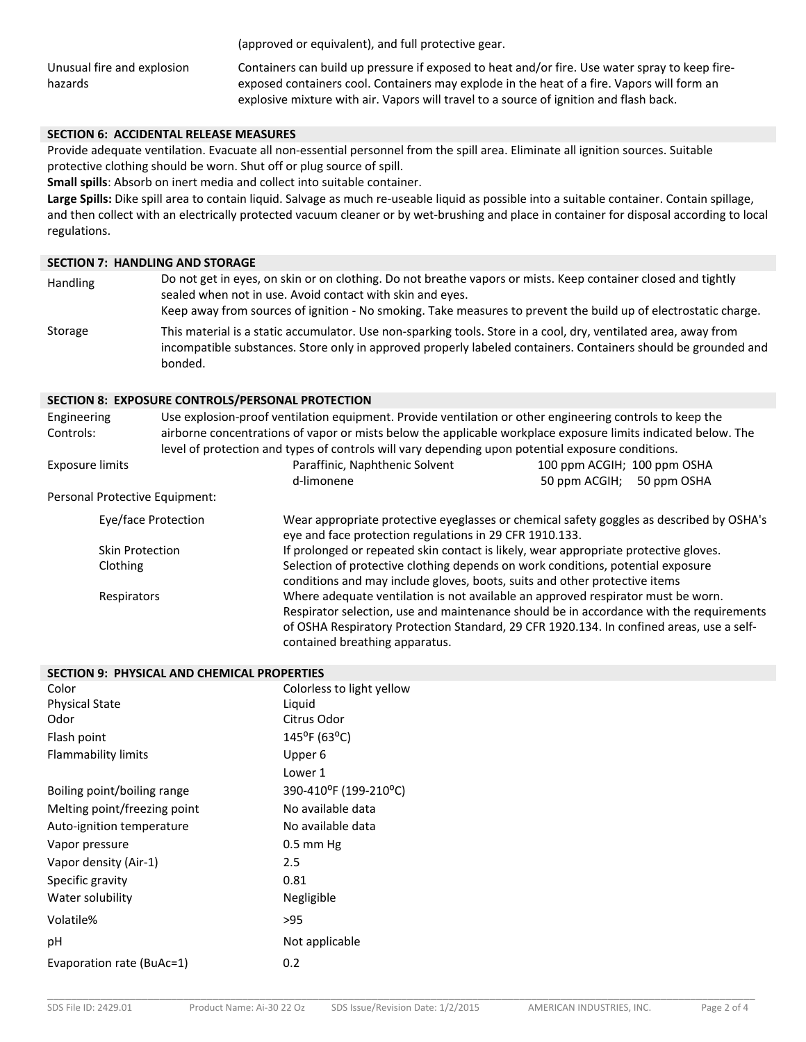| | |
|---|---|
| | (approved or equivalent), and full protective gear. |
| Unusual fire and explosion hazards | Containers can build up pressure if exposed to heat and/or fire. Use water spray to keep fire-exposed containers cool. Containers may explode in the heat of a fire. Vapors will form an explosive mixture with air. Vapors will travel to a source of ignition and flash back. |

## SECTION 6: ACCIDENTAL RELEASE MEASURES

Provide adequate ventilation. Evacuate all non-essential personnel from the spill area. Eliminate all ignition sources. Suitable protective clothing should be worn. Shut off or plug source of spill.

**Small spills**: Absorb on inert media and collect into suitable container.

**Large Spills:** Dike spill area to contain liquid. Salvage as much re-useable liquid as possible into a suitable container. Contain spillage, and then collect with an electrically protected vacuum cleaner or by wet-brushing and place in container for disposal according to local regulations.

## SECTION 7: HANDLING AND STORAGE

| | |
|---|---|
| Handling | Do not get in eyes, on skin or on clothing. Do not breathe vapors or mists. Keep container closed and tightly sealed when not in use. Avoid contact with skin and eyes. Keep away from sources of ignition - No smoking. Take measures to prevent the build up of electrostatic charge. |
| Storage | This material is a static accumulator. Use non-sparking tools. Store in a cool, dry, ventilated area, away from incompatible substances. Store only in approved properly labeled containers. Containers should be grounded and bonded. |

## SECTION 8: EXPOSURE CONTROLS/PERSONAL PROTECTION

**Engineering Controls:** Use explosion-proof ventilation equipment. Provide ventilation or other engineering controls to keep the airborne concentrations of vapor or mists below the applicable workplace exposure limits indicated below. The level of protection and types of controls will vary depending upon potential exposure conditions.

| Exposure limits | | |
|---|---|---|
| | Paraffinic, Naphthenic Solvent | 100 ppm ACGIH; 100 ppm OSHA |
| | d-limonene | 50 ppm ACGIH; 50 ppm OSHA |

Personal Protective Equipment:

| | |
|---|---|
| Eye/face Protection | Wear appropriate protective eyeglasses or chemical safety goggles as described by OSHA's eye and face protection regulations in 29 CFR 1910.133. |
| Skin Protection | If prolonged or repeated skin contact is likely, wear appropriate protective gloves. |
| Clothing | Selection of protective clothing depends on work conditions, potential exposure conditions and may include gloves, boots, suits and other protective items |
| Respirators | Where adequate ventilation is not available an approved respirator must be worn. Respirator selection, use and maintenance should be in accordance with the requirements of OSHA Respiratory Protection Standard, 29 CFR 1920.134. In confined areas, use a self-contained breathing apparatus. |

## SECTION 9: PHYSICAL AND CHEMICAL PROPERTIES

| | |
|---|---|
| Color | Colorless to light yellow |
| Physical State | Liquid |
| Odor | Citrus Odor |
| Flash point | 145°F (63°C) |
| Flammability limits | Upper 6 |
| | Lower 1 |
| Boiling point/boiling range | 390-410°F (199-210°C) |
| Melting point/freezing point | No available data |
| Auto-ignition temperature | No available data |
| Vapor pressure | 0.5 mm Hg |
| Vapor density (Air-1) | 2.5 |
| Specific gravity | 0.81 |
| Water solubility | Negligible |
| Volatile% | >95 |
| pH | Not applicable |
| Evaporation rate (BuAc=1) | 0.2 |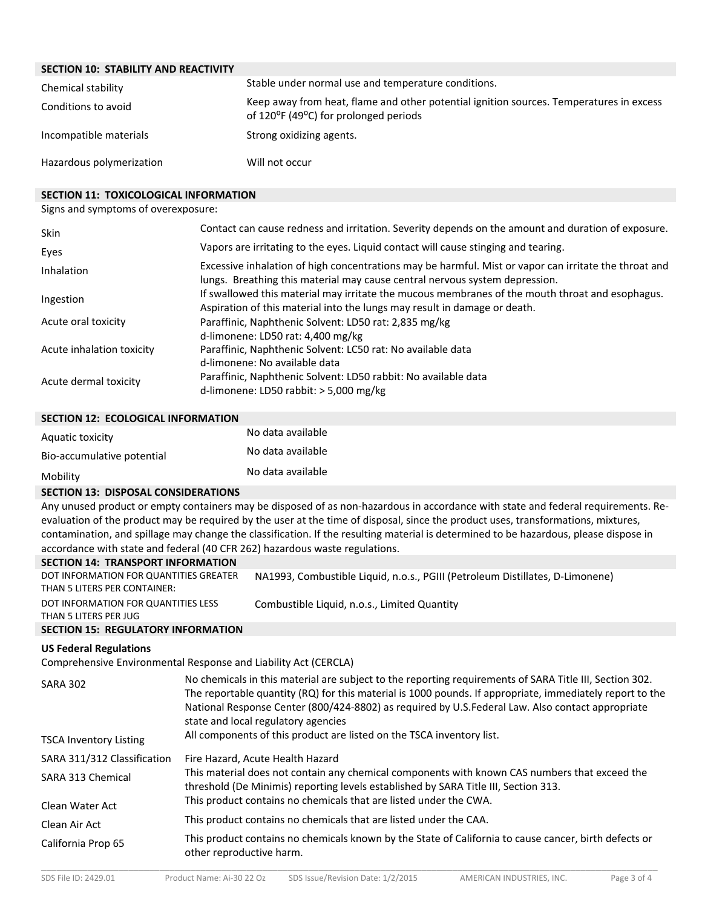## SECTION 10: STABILITY AND REACTIVITY

| | |
|---|---|
| Chemical stability | Stable under normal use and temperature conditions. |
| Conditions to avoid | Keep away from heat, flame and other potential ignition sources. Temperatures in excess of 120°F (49°C) for prolonged periods |
| Incompatible materials | Strong oxidizing agents. |
| Hazardous polymerization | Will not occur |

## SECTION 11: TOXICOLOGICAL INFORMATION

Signs and symptoms of overexposure:

| | |
|---|---|
| Skin | Contact can cause redness and irritation. Severity depends on the amount and duration of exposure. |
| Eyes | Vapors are irritating to the eyes. Liquid contact will cause stinging and tearing. |
| Inhalation | Excessive inhalation of high concentrations may be harmful. Mist or vapor can irritate the throat and lungs. Breathing this material may cause central nervous system depression. |
| Ingestion | If swallowed this material may irritate the mucous membranes of the mouth throat and esophagus. Aspiration of this material into the lungs may result in damage or death. |
| Acute oral toxicity | Paraffinic, Naphthenic Solvent: LD50 rat: 2,835 mg/kg<br>d-limonene: LD50 rat: 4,400 mg/kg |
| Acute inhalation toxicity | Paraffinic, Naphthenic Solvent: LC50 rat: No available data<br>d-limonene: No available data |
| Acute dermal toxicity | Paraffinic, Naphthenic Solvent: LD50 rabbit: No available data<br>d-limonene: LD50 rabbit: > 5,000 mg/kg |

## SECTION 12: ECOLOGICAL INFORMATION

| | |
|---|---|
| Aquatic toxicity | No data available |
| Bio-accumulative potential | No data available |
| Mobility | No data available |

## SECTION 13: DISPOSAL CONSIDERATIONS

Any unused product or empty containers may be disposed of as non-hazardous in accordance with state and federal requirements. Re-evaluation of the product may be required by the user at the time of disposal, since the product uses, transformations, mixtures, contamination, and spillage may change the classification. If the resulting material is determined to be hazardous, please dispose in accordance with state and federal (40 CFR 262) hazardous waste regulations.

## SECTION 14: TRANSPORT INFORMATION

| | |
|---|---|
| DOT INFORMATION FOR QUANTITIES GREATER THAN 5 LITERS PER CONTAINER: | NA1993, Combustible Liquid, n.o.s., PGIII (Petroleum Distillates, D-Limonene) |
| DOT INFORMATION FOR QUANTITIES LESS THAN 5 LITERS PER JUG | Combustible Liquid, n.o.s., Limited Quantity |

## SECTION 15: REGULATORY INFORMATION

**US Federal Regulations**

Comprehensive Environmental Response and Liability Act (CERCLA)

| | |
|---|---|
| SARA 302 | No chemicals in this material are subject to the reporting requirements of SARA Title III, Section 302. The reportable quantity (RQ) for this material is 1000 pounds. If appropriate, immediately report to the National Response Center (800/424-8802) as required by U.S.Federal Law. Also contact appropriate state and local regulatory agencies |
| TSCA Inventory Listing | All components of this product are listed on the TSCA inventory list. |
| SARA 311/312 Classification | Fire Hazard, Acute Health Hazard |
| SARA 313 Chemical | This material does not contain any chemical components with known CAS numbers that exceed the threshold (De Minimis) reporting levels established by SARA Title III, Section 313. |
| Clean Water Act | This product contains no chemicals that are listed under the CWA. |
| Clean Air Act | This product contains no chemicals that are listed under the CAA. |
| California Prop 65 | This product contains no chemicals known by the State of California to cause cancer, birth defects or other reproductive harm. |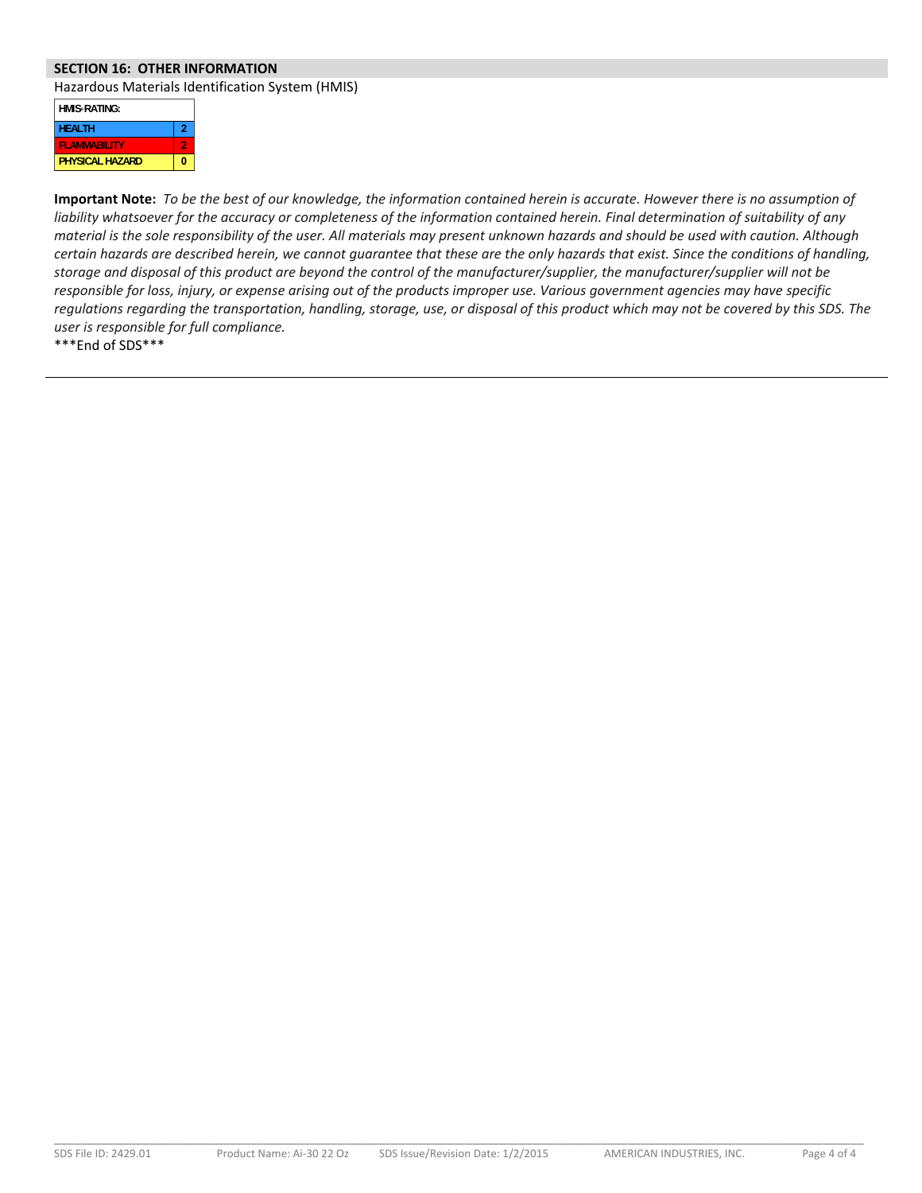## SECTION 16: OTHER INFORMATION

Hazardous Materials Identification System (HMIS)

| HMIS-RATING: | |
|---|---|
| HEALTH | 2 |
| FLAMMABILITY | 2 |
| PHYSICAL HAZARD | 0 |

**Important Note:** *To be the best of our knowledge, the information contained herein is accurate. However there is no assumption of liability whatsoever for the accuracy or completeness of the information contained herein. Final determination of suitability of any material is the sole responsibility of the user. All materials may present unknown hazards and should be used with caution. Although certain hazards are described herein, we cannot guarantee that these are the only hazards that exist. Since the conditions of handling, storage and disposal of this product are beyond the control of the manufacturer/supplier, the manufacturer/supplier will not be responsible for loss, injury, or expense arising out of the products improper use. Various government agencies may have specific regulations regarding the transportation, handling, storage, use, or disposal of this product which may not be covered by this SDS. The user is responsible for full compliance.*

***End of SDS***